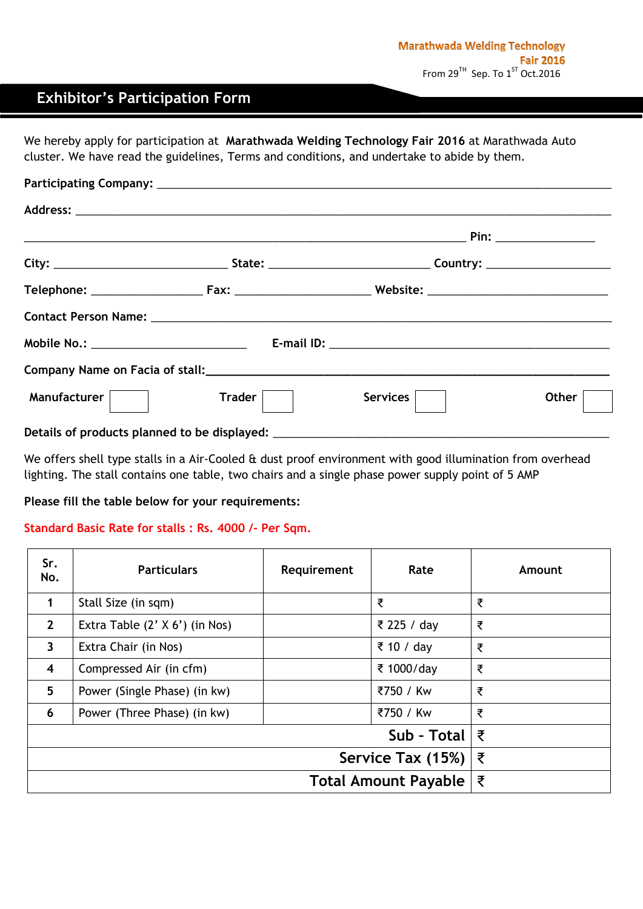Marathwada Welding Technology Fair 2016
From 29TH Sep. To 1ST Oct.2016

# Exhibitor's Participation Form

We hereby apply for participation at **Marathwada Welding Technology Fair 2016** at Marathwada Auto cluster. We have read the guidelines, Terms and conditions, and undertake to abide by them.

**Participating Company:** ______________________________________________

**Address:** ______________________________________________

______________________________________________ **Pin:** ______________

**City:** ____________________ **State:** ____________________ **Country:** ____________________

**Telephone:** ______________ **Fax:** __________________ **Website:** ______________________

**Contact Person Name:** ______________________________________________

**Mobile No.:** ____________________ **E-mail ID:** ______________________________

**Company Name on Facia of stall:** ______________________________________________

**Manufacturer** ☐ **Trader** ☐ **Services** ☐ **Other** ☐

**Details of products planned to be displayed:** ______________________________________________

We offers shell type stalls in a Air-Cooled & dust proof environment with good illumination from overhead lighting. The stall contains one table, two chairs and a single phase power supply point of 5 AMP

**Please fill the table below for your requirements:**

**Standard Basic Rate for stalls : Rs. 4000 /- Per Sqm.**

| Sr. No. | Particulars | Requirement | Rate | Amount |
|---|---|---|---|---|
| 1 | Stall Size (in sqm) | | ₹ | ₹ |
| 2 | Extra Table (2' X 6') (in Nos) | | ₹ 225 / day | ₹ |
| 3 | Extra Chair (in Nos) | | ₹ 10 / day | ₹ |
| 4 | Compressed Air (in cfm) | | ₹ 1000/day | ₹ |
| 5 | Power (Single Phase) (in kw) | | ₹750 / Kw | ₹ |
| 6 | Power (Three Phase) (in kw) | | ₹750 / Kw | ₹ |
| | | | **Sub - Total** | ₹ |
| | | | **Service Tax (15%)** | ₹ |
| | | | **Total Amount Payable** | ₹ |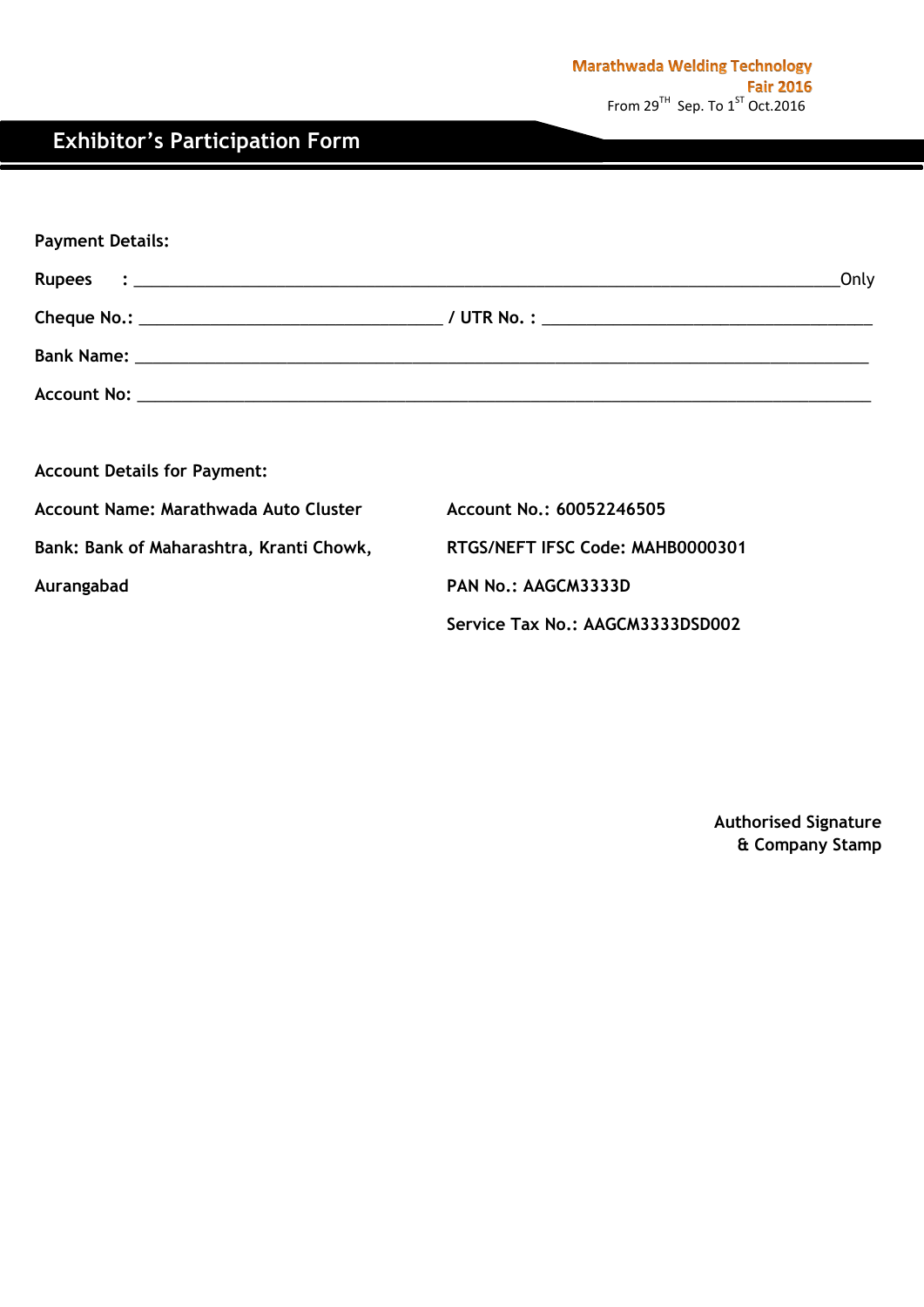Marathwada Welding Technology Fair 2016

From 29TH Sep. To 1ST Oct.2016

# Exhibitor's Participation Form

**Payment Details:**

**Rupees :** ______________________________________________________________________________Only

**Cheque No.:** ________________________________ **/ UTR No. :** ___________________________________

**Bank Name:** ______________________________________________________________________________

**Account No:** _____________________________________________________________________________

**Account Details for Payment:**

**Account Name: Marathwada Auto Cluster**

**Bank: Bank of Maharashtra, Kranti Chowk, Aurangabad**

**Account No.: 60052246505**

**RTGS/NEFT IFSC Code: MAHB0000301**

**PAN No.: AAGCM3333D**

**Service Tax No.: AAGCM3333DSD002**

**Authorised Signature & Company Stamp**